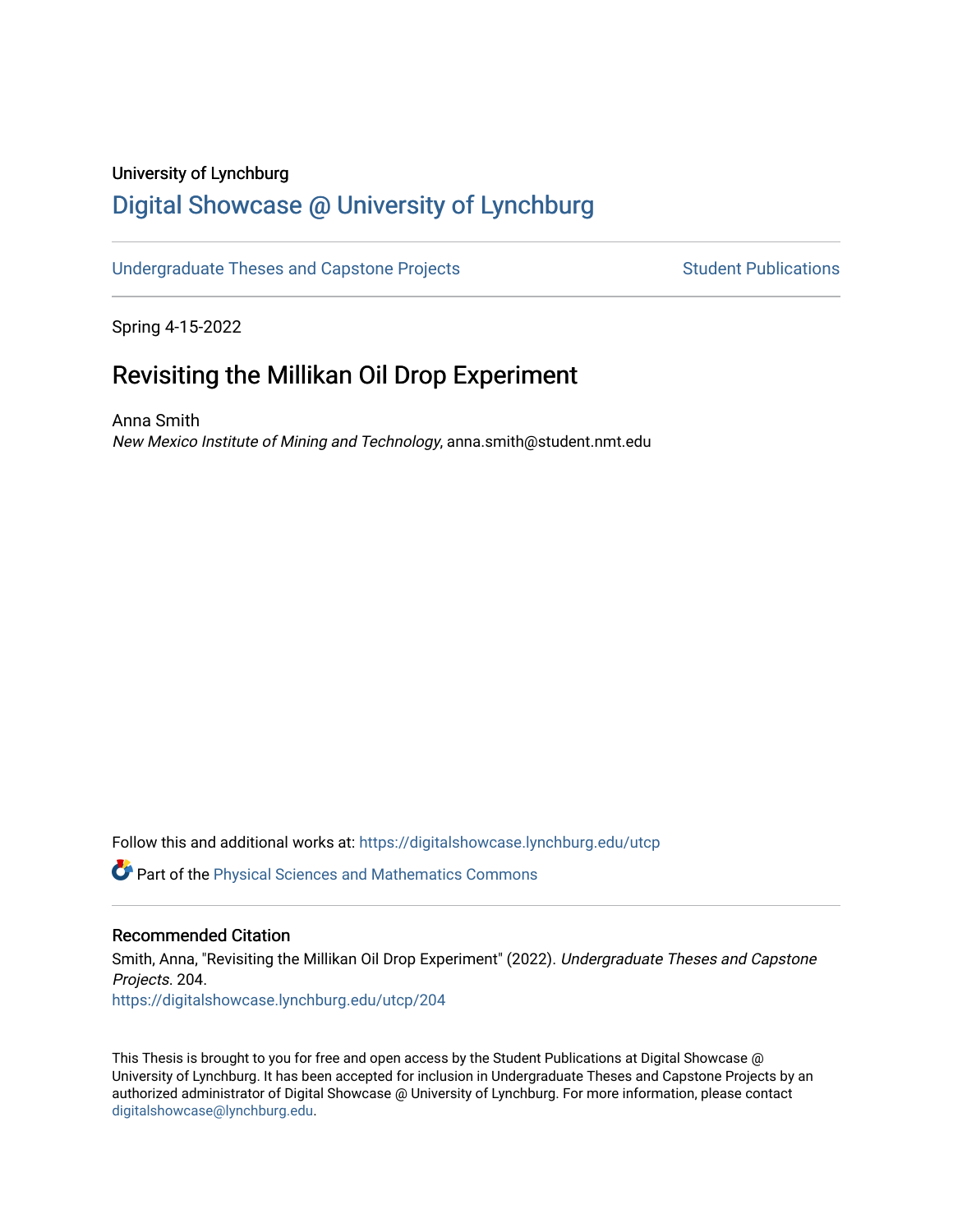University of Lynchburg

# Digital Showcase @ University of Lynchburg

Undergraduate Theses and Capstone Projects | Student Publications

Spring 4-15-2022

## Revisiting the Millikan Oil Drop Experiment

Anna Smith
*New Mexico Institute of Mining and Technology*, anna.smith@student.nmt.edu

Follow this and additional works at: https://digitalshowcase.lynchburg.edu/utcp

Part of the Physical Sciences and Mathematics Commons

### Recommended Citation

Smith, Anna, "Revisiting the Millikan Oil Drop Experiment" (2022). *Undergraduate Theses and Capstone Projects*. 204.
https://digitalshowcase.lynchburg.edu/utcp/204

This Thesis is brought to you for free and open access by the Student Publications at Digital Showcase @ University of Lynchburg. It has been accepted for inclusion in Undergraduate Theses and Capstone Projects by an authorized administrator of Digital Showcase @ University of Lynchburg. For more information, please contact digitalshowcase@lynchburg.edu.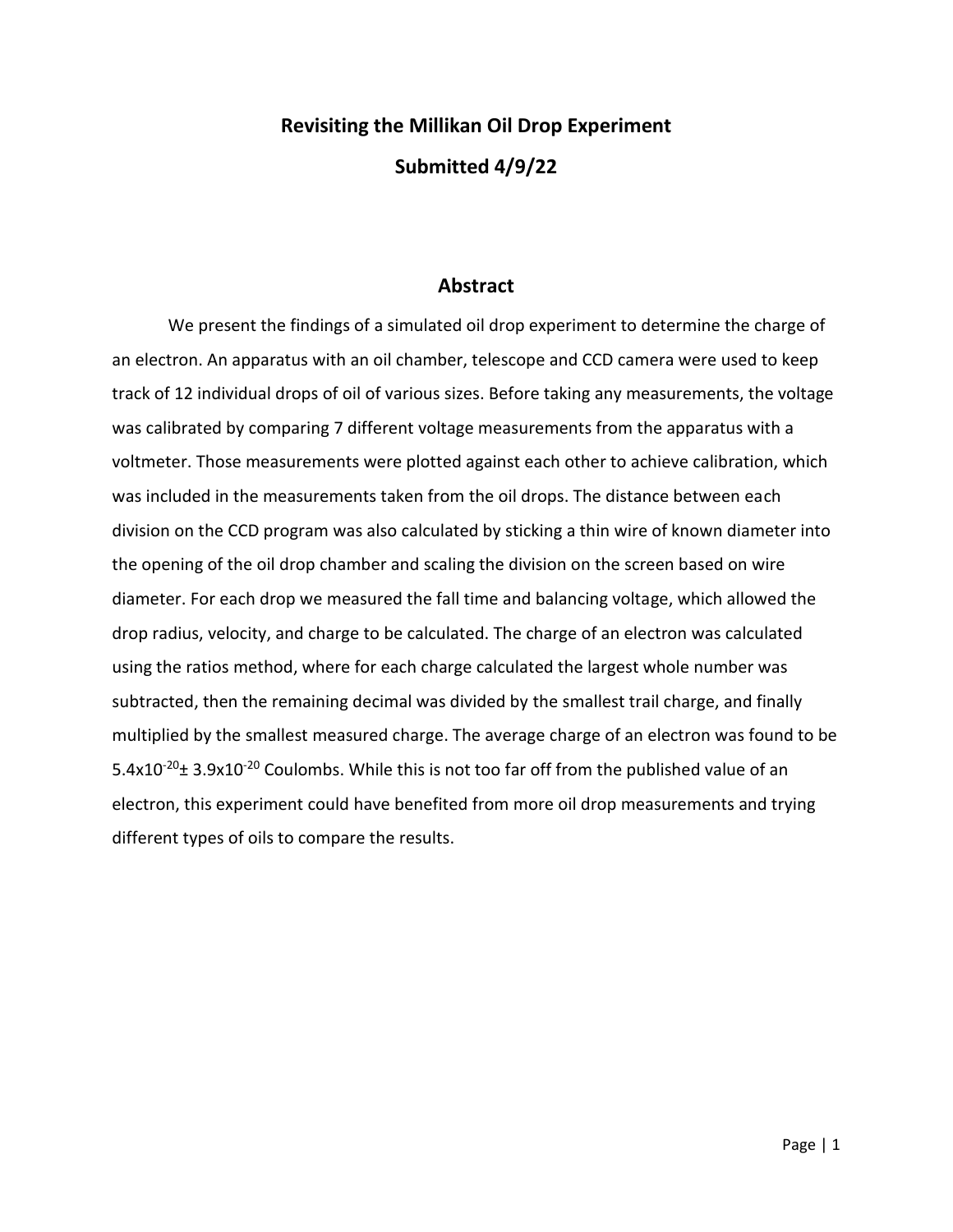# Revisiting the Millikan Oil Drop Experiment

**Submitted 4/9/22**

## Abstract

We present the findings of a simulated oil drop experiment to determine the charge of an electron. An apparatus with an oil chamber, telescope and CCD camera were used to keep track of 12 individual drops of oil of various sizes. Before taking any measurements, the voltage was calibrated by comparing 7 different voltage measurements from the apparatus with a voltmeter. Those measurements were plotted against each other to achieve calibration, which was included in the measurements taken from the oil drops. The distance between each division on the CCD program was also calculated by sticking a thin wire of known diameter into the opening of the oil drop chamber and scaling the division on the screen based on wire diameter. For each drop we measured the fall time and balancing voltage, which allowed the drop radius, velocity, and charge to be calculated. The charge of an electron was calculated using the ratios method, where for each charge calculated the largest whole number was subtracted, then the remaining decimal was divided by the smallest trail charge, and finally multiplied by the smallest measured charge. The average charge of an electron was found to be $5.4 \times 10^{-20} \pm 3.9 \times 10^{-20}$ Coulombs. While this is not too far off from the published value of an electron, this experiment could have benefited from more oil drop measurements and trying different types of oils to compare the results.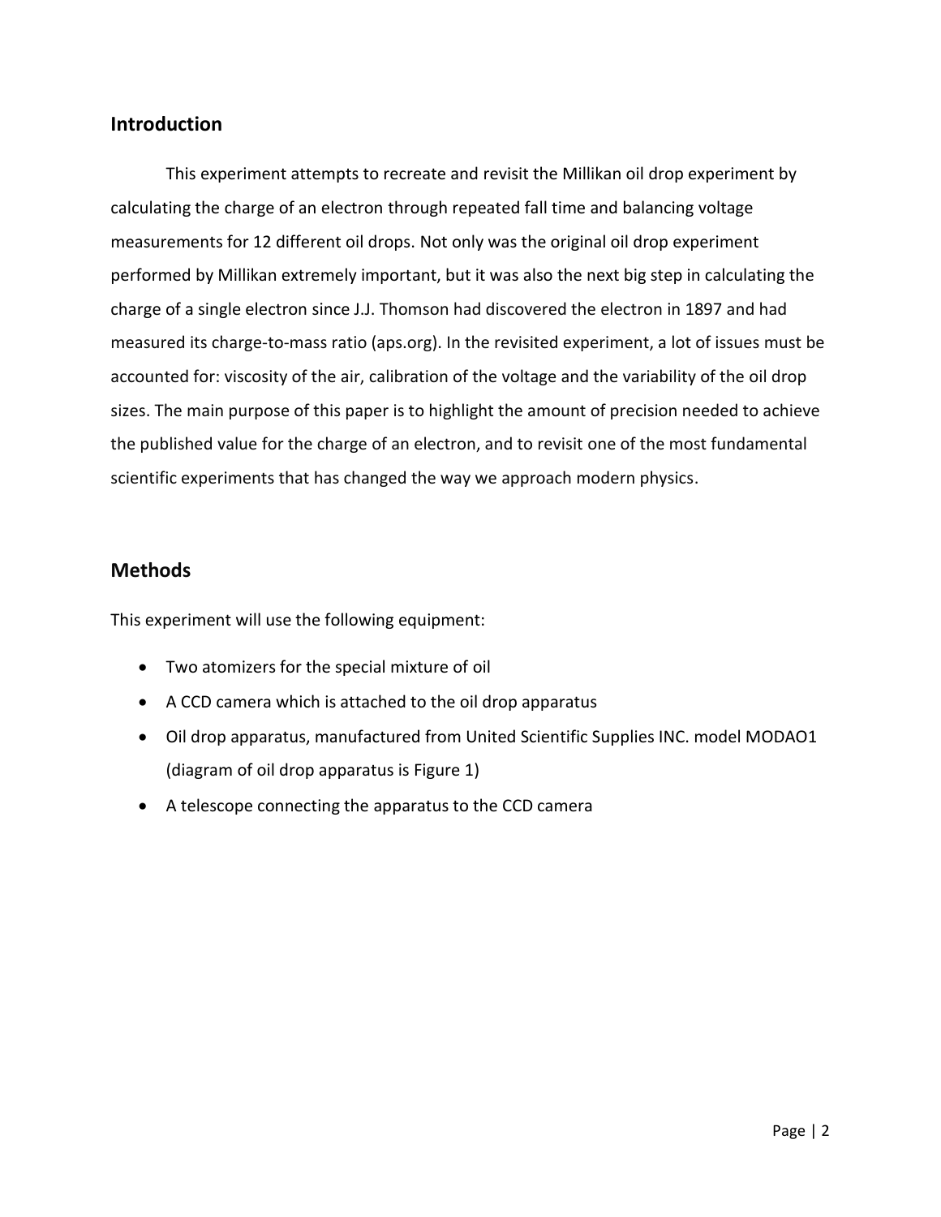## Introduction

This experiment attempts to recreate and revisit the Millikan oil drop experiment by calculating the charge of an electron through repeated fall time and balancing voltage measurements for 12 different oil drops. Not only was the original oil drop experiment performed by Millikan extremely important, but it was also the next big step in calculating the charge of a single electron since J.J. Thomson had discovered the electron in 1897 and had measured its charge-to-mass ratio (aps.org). In the revisited experiment, a lot of issues must be accounted for: viscosity of the air, calibration of the voltage and the variability of the oil drop sizes. The main purpose of this paper is to highlight the amount of precision needed to achieve the published value for the charge of an electron, and to revisit one of the most fundamental scientific experiments that has changed the way we approach modern physics.

## Methods

This experiment will use the following equipment:

- Two atomizers for the special mixture of oil
- A CCD camera which is attached to the oil drop apparatus
- Oil drop apparatus, manufactured from United Scientific Supplies INC. model MODAO1 (diagram of oil drop apparatus is Figure 1)
- A telescope connecting the apparatus to the CCD camera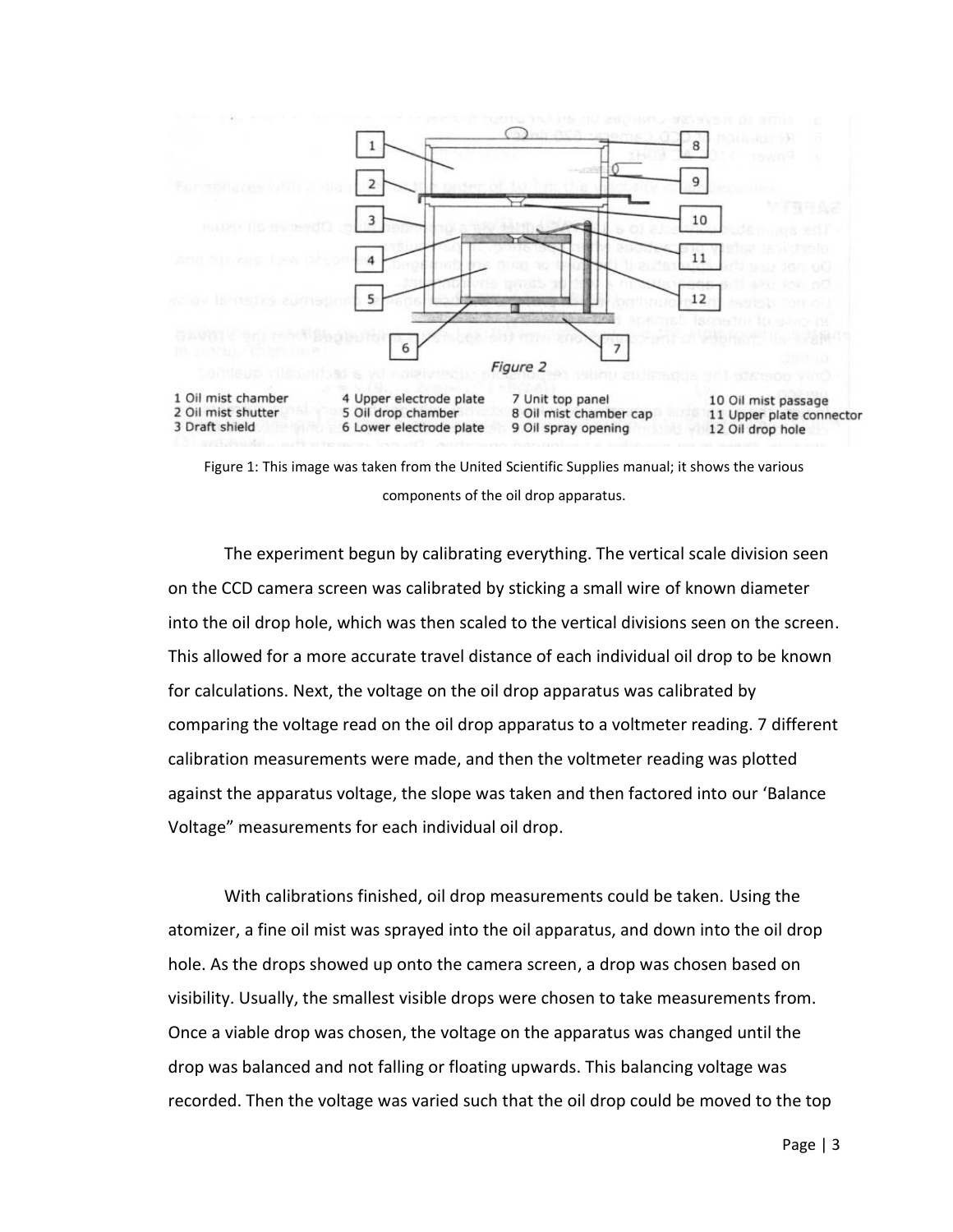Figure 1: This image was taken from the United Scientific Supplies manual; it shows the various components of the oil drop apparatus.

The experiment begun by calibrating everything. The vertical scale division seen on the CCD camera screen was calibrated by sticking a small wire of known diameter into the oil drop hole, which was then scaled to the vertical divisions seen on the screen. This allowed for a more accurate travel distance of each individual oil drop to be known for calculations. Next, the voltage on the oil drop apparatus was calibrated by comparing the voltage read on the oil drop apparatus to a voltmeter reading. 7 different calibration measurements were made, and then the voltmeter reading was plotted against the apparatus voltage, the slope was taken and then factored into our 'Balance Voltage" measurements for each individual oil drop.

With calibrations finished, oil drop measurements could be taken. Using the atomizer, a fine oil mist was sprayed into the oil apparatus, and down into the oil drop hole. As the drops showed up onto the camera screen, a drop was chosen based on visibility. Usually, the smallest visible drops were chosen to take measurements from. Once a viable drop was chosen, the voltage on the apparatus was changed until the drop was balanced and not falling or floating upwards. This balancing voltage was recorded. Then the voltage was varied such that the oil drop could be moved to the top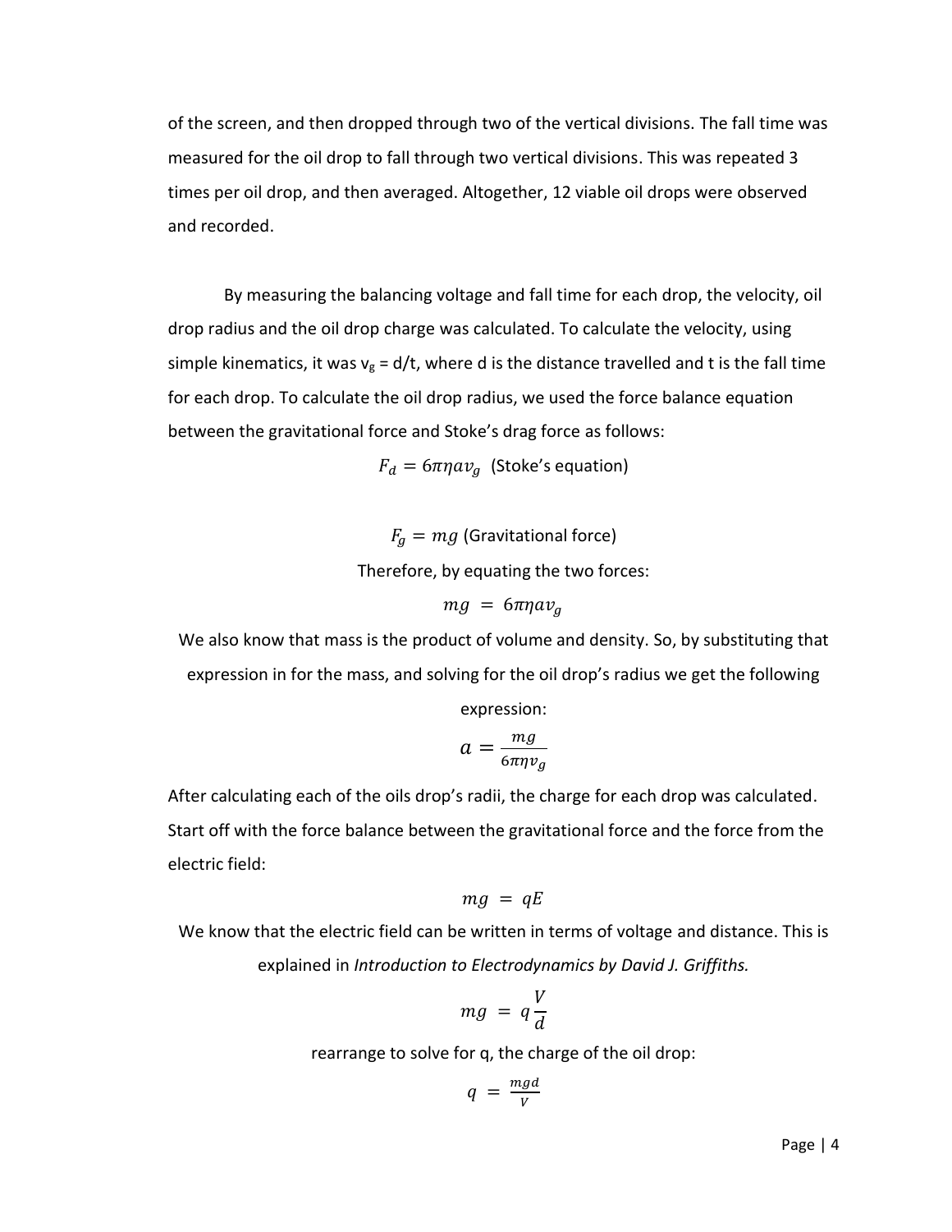of the screen, and then dropped through two of the vertical divisions. The fall time was measured for the oil drop to fall through two vertical divisions. This was repeated 3 times per oil drop, and then averaged. Altogether, 12 viable oil drops were observed and recorded.

By measuring the balancing voltage and fall time for each drop, the velocity, oil drop radius and the oil drop charge was calculated. To calculate the velocity, using simple kinematics, it was $v_g = d/t$, where d is the distance travelled and t is the fall time for each drop. To calculate the oil drop radius, we used the force balance equation between the gravitational force and Stoke's drag force as follows:

$$F_d = 6\pi\eta a v_g \text{ (Stoke's equation)}$$

$$F_g = mg \text{ (Gravitational force)}$$

Therefore, by equating the two forces:

$$mg = 6\pi\eta a v_g$$

We also know that mass is the product of volume and density. So, by substituting that expression in for the mass, and solving for the oil drop's radius we get the following expression:

$$a = \frac{mg}{6\pi\eta v_g}$$

After calculating each of the oils drop's radii, the charge for each drop was calculated. Start off with the force balance between the gravitational force and the force from the electric field:

$$mg = qE$$

We know that the electric field can be written in terms of voltage and distance. This is explained in *Introduction to Electrodynamics by David J. Griffiths.*

$$mg = q\frac{V}{d}$$

rearrange to solve for q, the charge of the oil drop:

$$q = \frac{mgd}{V}$$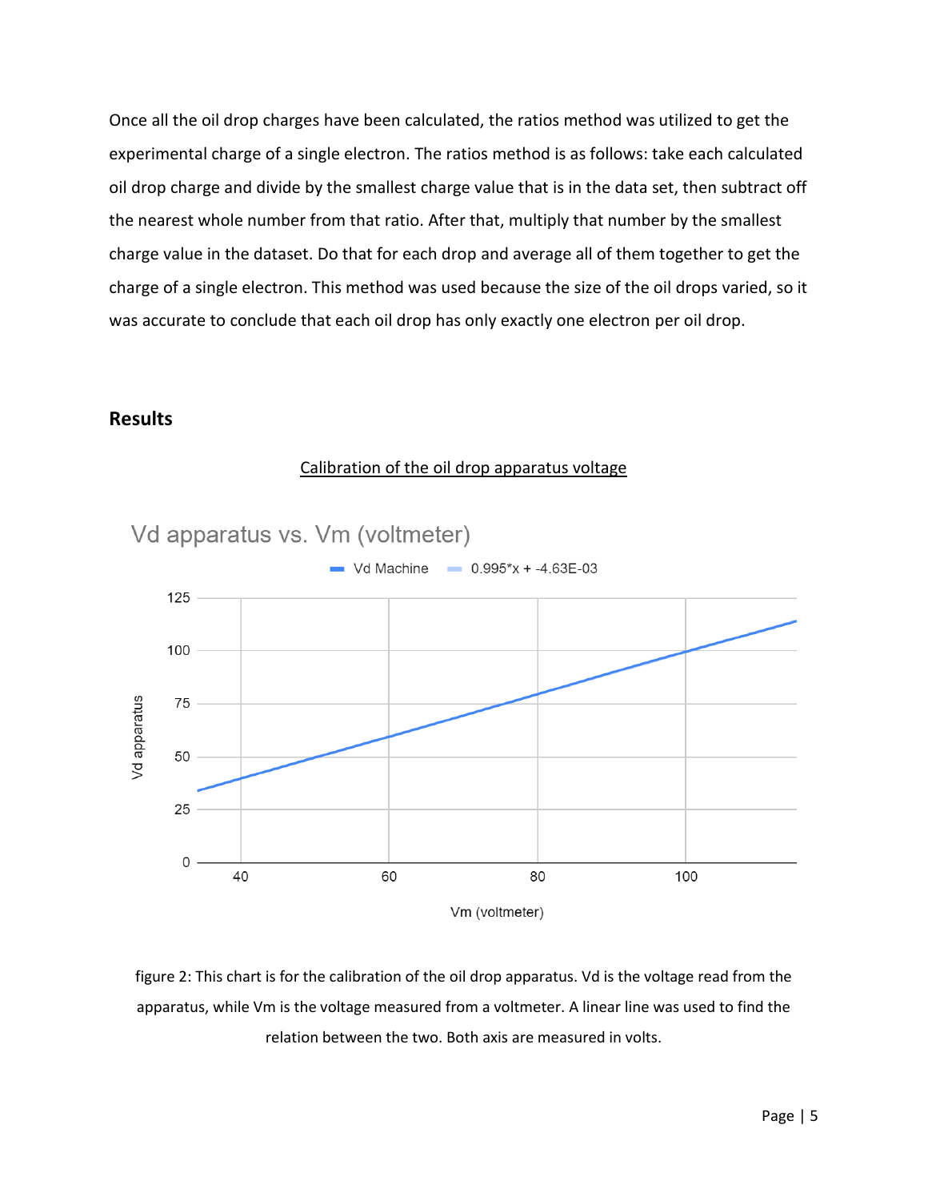Once all the oil drop charges have been calculated, the ratios method was utilized to get the experimental charge of a single electron. The ratios method is as follows: take each calculated oil drop charge and divide by the smallest charge value that is in the data set, then subtract off the nearest whole number from that ratio. After that, multiply that number by the smallest charge value in the dataset. Do that for each drop and average all of them together to get the charge of a single electron. This method was used because the size of the oil drops varied, so it was accurate to conclude that each oil drop has only exactly one electron per oil drop.

## Results

Calibration of the oil drop apparatus voltage

figure 2: This chart is for the calibration of the oil drop apparatus. Vd is the voltage read from the apparatus, while Vm is the voltage measured from a voltmeter. A linear line was used to find the relation between the two. Both axis are measured in volts.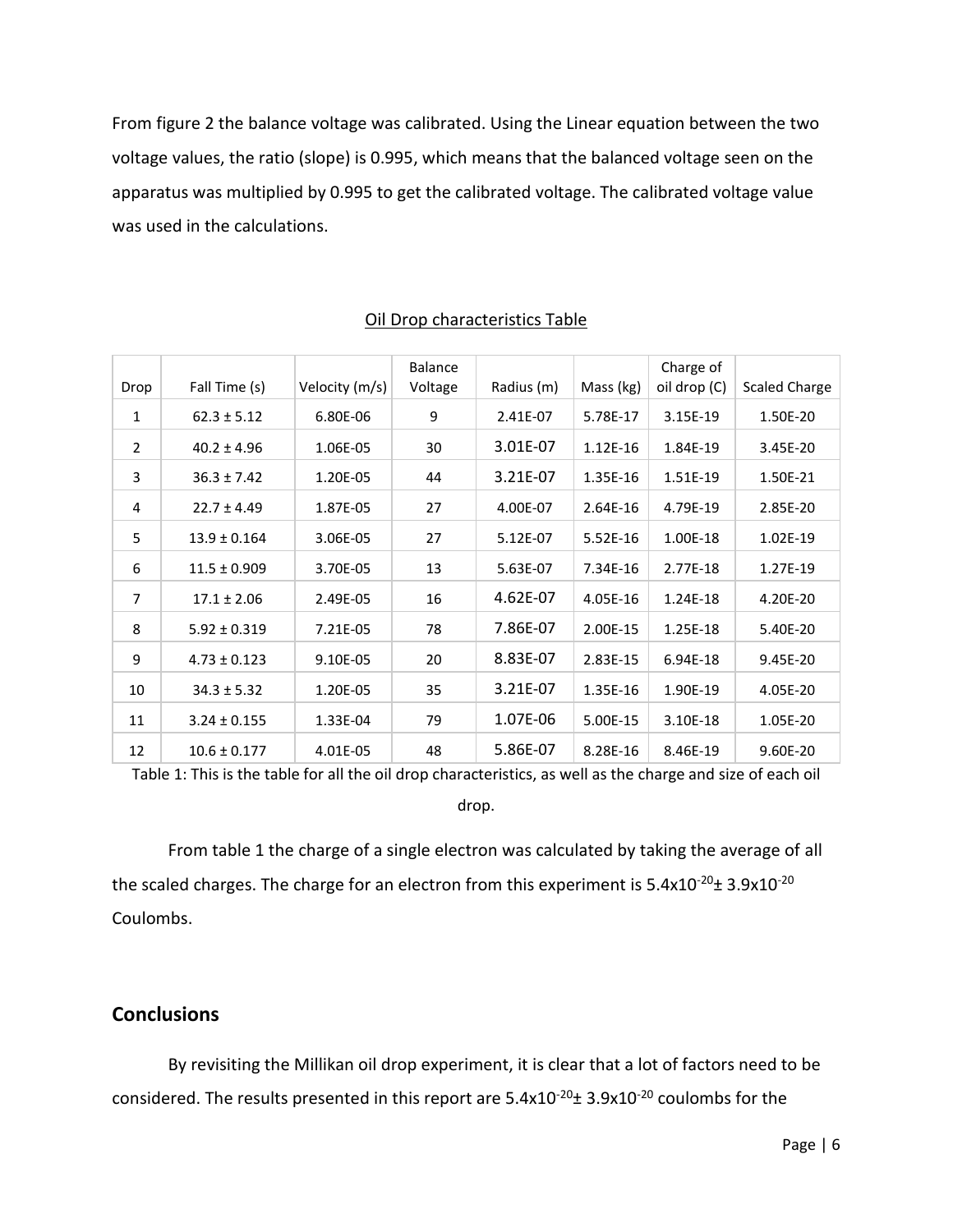From figure 2 the balance voltage was calibrated. Using the Linear equation between the two voltage values, the ratio (slope) is 0.995, which means that the balanced voltage seen on the apparatus was multiplied by 0.995 to get the calibrated voltage. The calibrated voltage value was used in the calculations.

Oil Drop characteristics Table

| Drop | Fall Time (s) | Velocity (m/s) | Balance Voltage | Radius (m) | Mass (kg) | Charge of oil drop (C) | Scaled Charge |
|---|---|---|---|---|---|---|---|
| 1 | 62.3 ± 5.12 | 6.80E-06 | 9 | 2.41E-07 | 5.78E-17 | 3.15E-19 | 1.50E-20 |
| 2 | 40.2 ± 4.96 | 1.06E-05 | 30 | 3.01E-07 | 1.12E-16 | 1.84E-19 | 3.45E-20 |
| 3 | 36.3 ± 7.42 | 1.20E-05 | 44 | 3.21E-07 | 1.35E-16 | 1.51E-19 | 1.50E-21 |
| 4 | 22.7 ± 4.49 | 1.87E-05 | 27 | 4.00E-07 | 2.64E-16 | 4.79E-19 | 2.85E-20 |
| 5 | 13.9 ± 0.164 | 3.06E-05 | 27 | 5.12E-07 | 5.52E-16 | 1.00E-18 | 1.02E-19 |
| 6 | 11.5 ± 0.909 | 3.70E-05 | 13 | 5.63E-07 | 7.34E-16 | 2.77E-18 | 1.27E-19 |
| 7 | 17.1 ± 2.06 | 2.49E-05 | 16 | 4.62E-07 | 4.05E-16 | 1.24E-18 | 4.20E-20 |
| 8 | 5.92 ± 0.319 | 7.21E-05 | 78 | 7.86E-07 | 2.00E-15 | 1.25E-18 | 5.40E-20 |
| 9 | 4.73 ± 0.123 | 9.10E-05 | 20 | 8.83E-07 | 2.83E-15 | 6.94E-18 | 9.45E-20 |
| 10 | 34.3 ± 5.32 | 1.20E-05 | 35 | 3.21E-07 | 1.35E-16 | 1.90E-19 | 4.05E-20 |
| 11 | 3.24 ± 0.155 | 1.33E-04 | 79 | 1.07E-06 | 5.00E-15 | 3.10E-18 | 1.05E-20 |
| 12 | 10.6 ± 0.177 | 4.01E-05 | 48 | 5.86E-07 | 8.28E-16 | 8.46E-19 | 9.60E-20 |

Table 1: This is the table for all the oil drop characteristics, as well as the charge and size of each oil drop.

From table 1 the charge of a single electron was calculated by taking the average of all the scaled charges. The charge for an electron from this experiment is $5.4\times10^{-20} \pm 3.9\times10^{-20}$ Coulombs.

## Conclusions

By revisiting the Millikan oil drop experiment, it is clear that a lot of factors need to be considered. The results presented in this report are $5.4\times10^{-20} \pm 3.9\times10^{-20}$ coulombs for the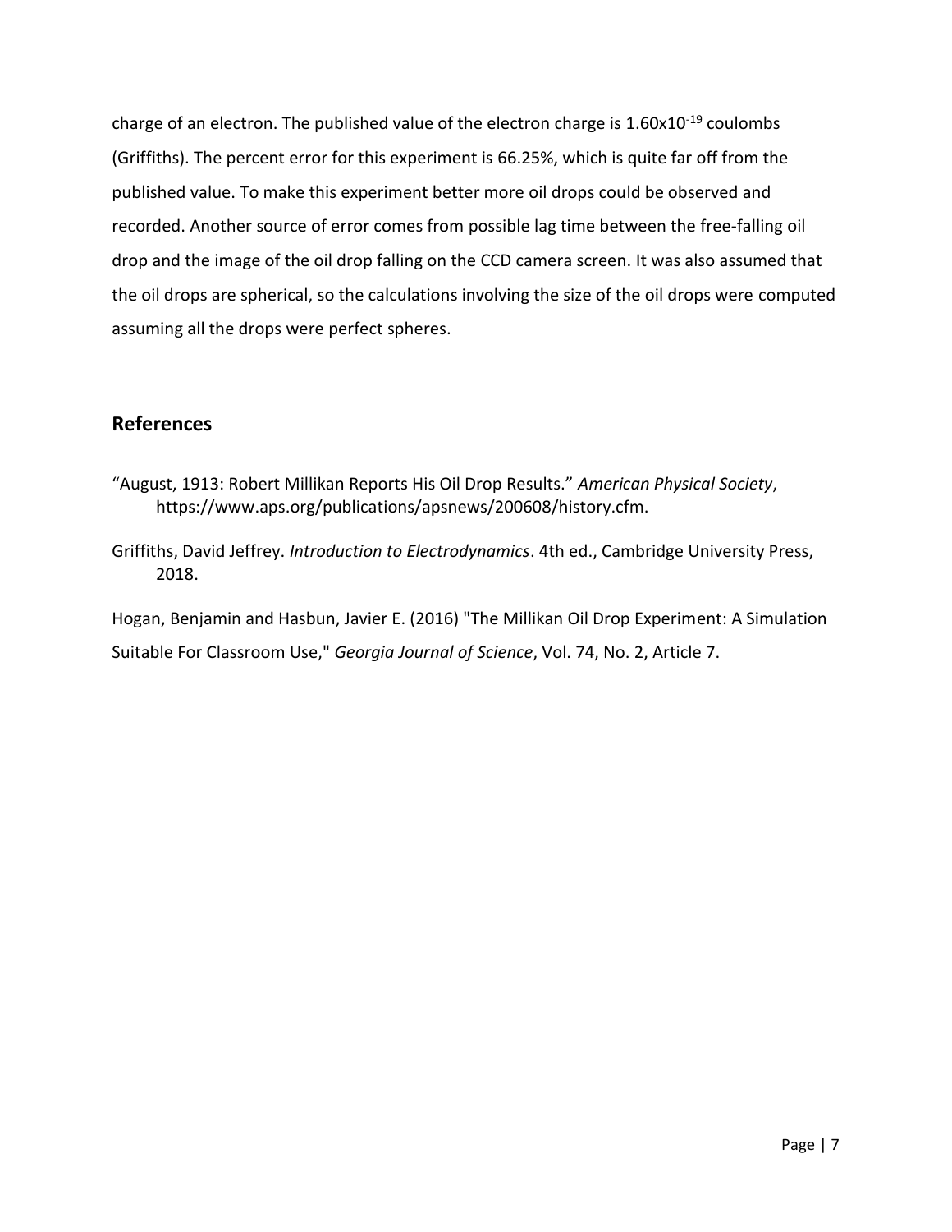charge of an electron. The published value of the electron charge is $1.60 \times 10^{-19}$ coulombs (Griffiths). The percent error for this experiment is 66.25%, which is quite far off from the published value. To make this experiment better more oil drops could be observed and recorded. Another source of error comes from possible lag time between the free-falling oil drop and the image of the oil drop falling on the CCD camera screen. It was also assumed that the oil drops are spherical, so the calculations involving the size of the oil drops were computed assuming all the drops were perfect spheres.

## References

"August, 1913: Robert Millikan Reports His Oil Drop Results." *American Physical Society*, https://www.aps.org/publications/apsnews/200608/history.cfm.

Griffiths, David Jeffrey. *Introduction to Electrodynamics*. 4th ed., Cambridge University Press, 2018.

Hogan, Benjamin and Hasbun, Javier E. (2016) "The Millikan Oil Drop Experiment: A Simulation Suitable For Classroom Use," *Georgia Journal of Science*, Vol. 74, No. 2, Article 7.